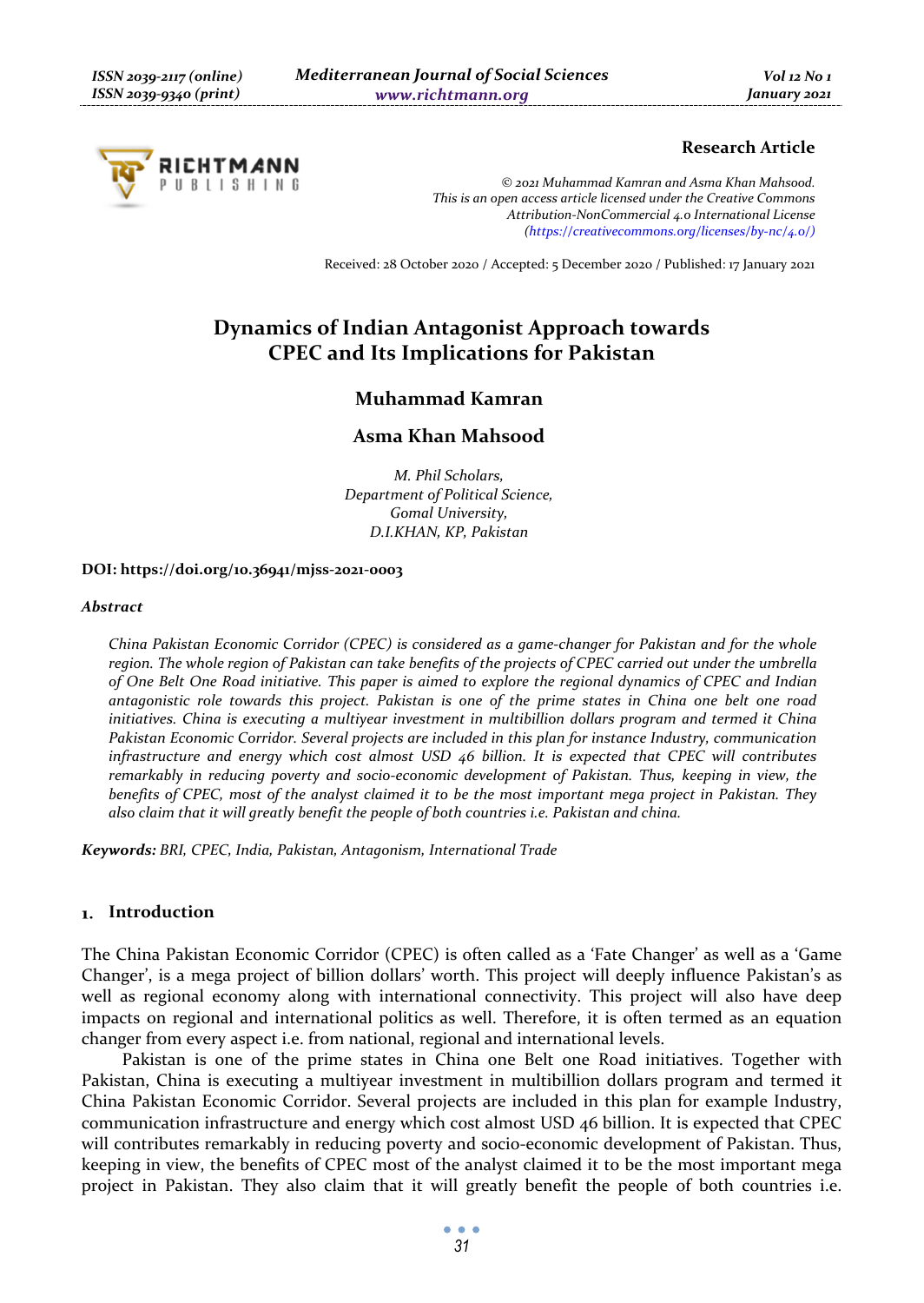**Research Article**

*© 2021 Muhammad Kamran and Asma Khan Mahsood.*
*This is an open access article licensed under the Creative Commons Attribution-NonCommercial 4.0 International License (https://creativecommons.org/licenses/by-nc/4.0/)*

Received: 28 October 2020 / Accepted: 5 December 2020 / Published: 17 January 2021

# Dynamics of Indian Antagonist Approach towards CPEC and Its Implications for Pakistan

**Muhammad Kamran**

**Asma Khan Mahsood**

*M. Phil Scholars,*
*Department of Political Science,*
*Gomal University,*
*D.I.KHAN, KP, Pakistan*

**DOI: https://doi.org/10.36941/mjss-2021-0003**

### *Abstract*

*China Pakistan Economic Corridor (CPEC) is considered as a game-changer for Pakistan and for the whole region. The whole region of Pakistan can take benefits of the projects of CPEC carried out under the umbrella of One Belt One Road initiative. This paper is aimed to explore the regional dynamics of CPEC and Indian antagonistic role towards this project. Pakistan is one of the prime states in China one belt one road initiatives. China is executing a multiyear investment in multibillion dollars program and termed it China Pakistan Economic Corridor. Several projects are included in this plan for instance Industry, communication infrastructure and energy which cost almost USD 46 billion. It is expected that CPEC will contributes remarkably in reducing poverty and socio-economic development of Pakistan. Thus, keeping in view, the benefits of CPEC, most of the analyst claimed it to be the most important mega project in Pakistan. They also claim that it will greatly benefit the people of both countries i.e. Pakistan and china.*

***Keywords:*** *BRI, CPEC, India, Pakistan, Antagonism, International Trade*

## 1. Introduction

The China Pakistan Economic Corridor (CPEC) is often called as a 'Fate Changer' as well as a 'Game Changer', is a mega project of billion dollars' worth. This project will deeply influence Pakistan's as well as regional economy along with international connectivity. This project will also have deep impacts on regional and international politics as well. Therefore, it is often termed as an equation changer from every aspect i.e. from national, regional and international levels.

Pakistan is one of the prime states in China one Belt one Road initiatives. Together with Pakistan, China is executing a multiyear investment in multibillion dollars program and termed it China Pakistan Economic Corridor. Several projects are included in this plan for example Industry, communication infrastructure and energy which cost almost USD 46 billion. It is expected that CPEC will contributes remarkably in reducing poverty and socio-economic development of Pakistan. Thus, keeping in view, the benefits of CPEC most of the analyst claimed it to be the most important mega project in Pakistan. They also claim that it will greatly benefit the people of both countries i.e.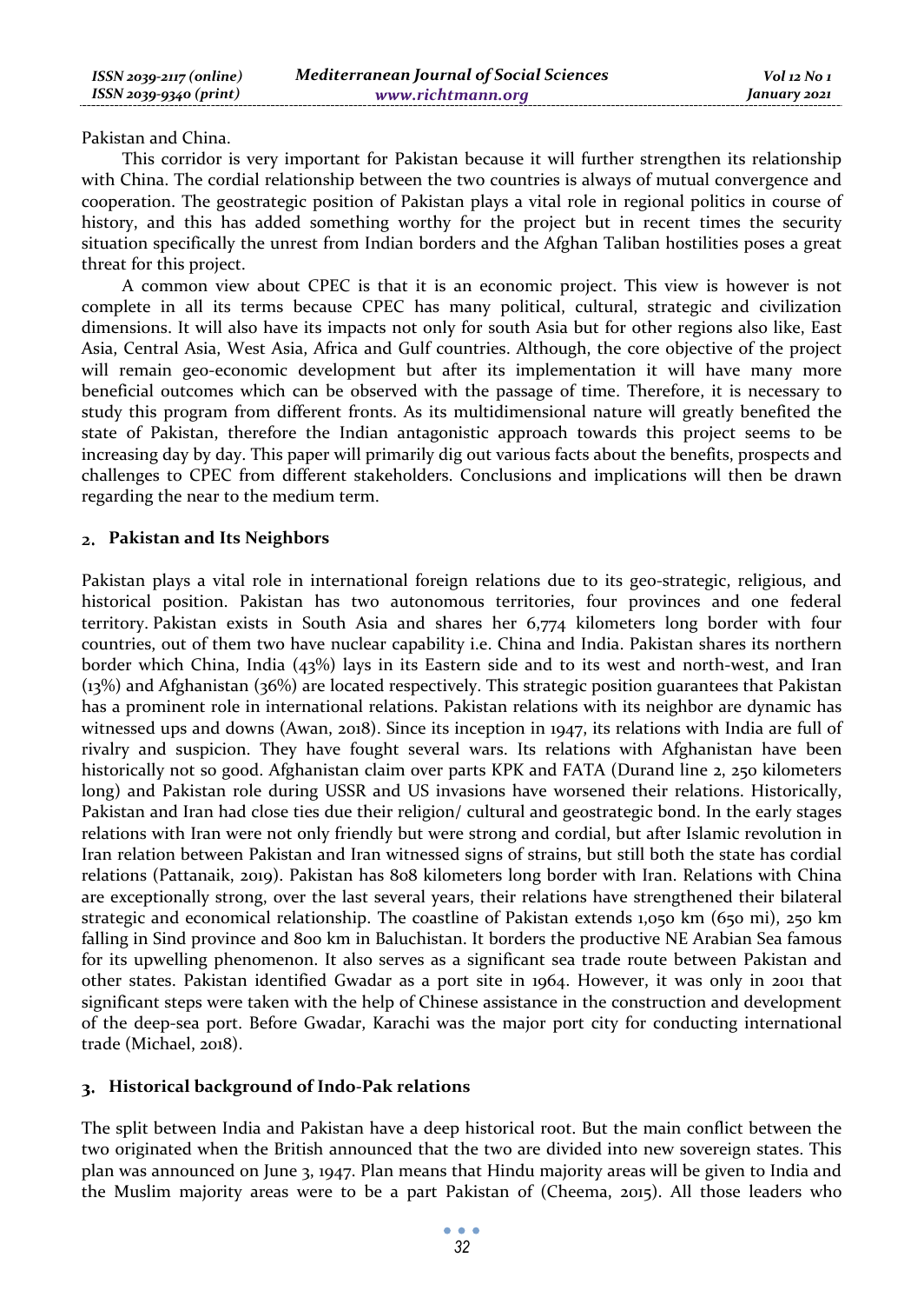Pakistan and China.

This corridor is very important for Pakistan because it will further strengthen its relationship with China. The cordial relationship between the two countries is always of mutual convergence and cooperation. The geostrategic position of Pakistan plays a vital role in regional politics in course of history, and this has added something worthy for the project but in recent times the security situation specifically the unrest from Indian borders and the Afghan Taliban hostilities poses a great threat for this project.

A common view about CPEC is that it is an economic project. This view is however is not complete in all its terms because CPEC has many political, cultural, strategic and civilization dimensions. It will also have its impacts not only for south Asia but for other regions also like, East Asia, Central Asia, West Asia, Africa and Gulf countries. Although, the core objective of the project will remain geo-economic development but after its implementation it will have many more beneficial outcomes which can be observed with the passage of time. Therefore, it is necessary to study this program from different fronts. As its multidimensional nature will greatly benefited the state of Pakistan, therefore the Indian antagonistic approach towards this project seems to be increasing day by day. This paper will primarily dig out various facts about the benefits, prospects and challenges to CPEC from different stakeholders. Conclusions and implications will then be drawn regarding the near to the medium term.

## 2. Pakistan and Its Neighbors

Pakistan plays a vital role in international foreign relations due to its geo-strategic, religious, and historical position. Pakistan has two autonomous territories, four provinces and one federal territory. Pakistan exists in South Asia and shares her 6,774 kilometers long border with four countries, out of them two have nuclear capability i.e. China and India. Pakistan shares its northern border which China, India (43%) lays in its Eastern side and to its west and north-west, and Iran (13%) and Afghanistan (36%) are located respectively. This strategic position guarantees that Pakistan has a prominent role in international relations. Pakistan relations with its neighbor are dynamic has witnessed ups and downs (Awan, 2018). Since its inception in 1947, its relations with India are full of rivalry and suspicion. They have fought several wars. Its relations with Afghanistan have been historically not so good. Afghanistan claim over parts KPK and FATA (Durand line 2, 250 kilometers long) and Pakistan role during USSR and US invasions have worsened their relations. Historically, Pakistan and Iran had close ties due their religion/ cultural and geostrategic bond. In the early stages relations with Iran were not only friendly but were strong and cordial, but after Islamic revolution in Iran relation between Pakistan and Iran witnessed signs of strains, but still both the state has cordial relations (Pattanaik, 2019). Pakistan has 808 kilometers long border with Iran. Relations with China are exceptionally strong, over the last several years, their relations have strengthened their bilateral strategic and economical relationship. The coastline of Pakistan extends 1,050 km (650 mi), 250 km falling in Sind province and 800 km in Baluchistan. It borders the productive NE Arabian Sea famous for its upwelling phenomenon. It also serves as a significant sea trade route between Pakistan and other states. Pakistan identified Gwadar as a port site in 1964. However, it was only in 2001 that significant steps were taken with the help of Chinese assistance in the construction and development of the deep-sea port. Before Gwadar, Karachi was the major port city for conducting international trade (Michael, 2018).

## 3. Historical background of Indo-Pak relations

The split between India and Pakistan have a deep historical root. But the main conflict between the two originated when the British announced that the two are divided into new sovereign states. This plan was announced on June 3, 1947. Plan means that Hindu majority areas will be given to India and the Muslim majority areas were to be a part Pakistan of (Cheema, 2015). All those leaders who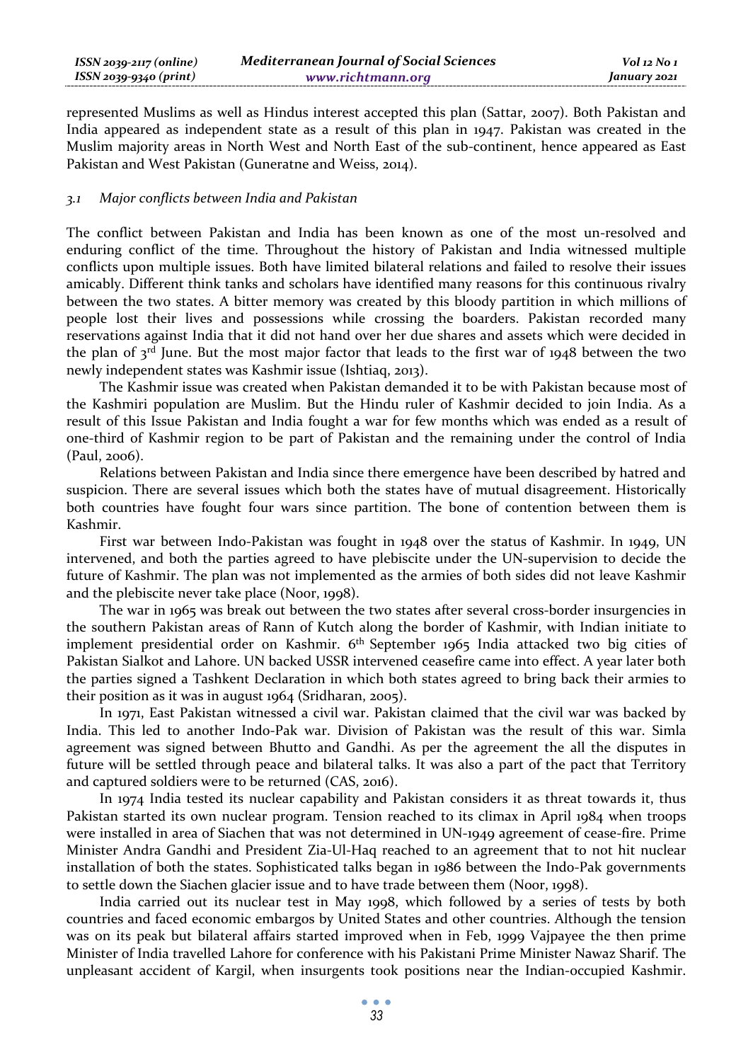represented Muslims as well as Hindus interest accepted this plan (Sattar, 2007). Both Pakistan and India appeared as independent state as a result of this plan in 1947. Pakistan was created in the Muslim majority areas in North West and North East of the sub-continent, hence appeared as East Pakistan and West Pakistan (Guneratne and Weiss, 2014).

### *3.1 Major conflicts between India and Pakistan*

The conflict between Pakistan and India has been known as one of the most un-resolved and enduring conflict of the time. Throughout the history of Pakistan and India witnessed multiple conflicts upon multiple issues. Both have limited bilateral relations and failed to resolve their issues amicably. Different think tanks and scholars have identified many reasons for this continuous rivalry between the two states. A bitter memory was created by this bloody partition in which millions of people lost their lives and possessions while crossing the boarders. Pakistan recorded many reservations against India that it did not hand over her due shares and assets which were decided in the plan of 3rd June. But the most major factor that leads to the first war of 1948 between the two newly independent states was Kashmir issue (Ishtiaq, 2013).

The Kashmir issue was created when Pakistan demanded it to be with Pakistan because most of the Kashmiri population are Muslim. But the Hindu ruler of Kashmir decided to join India. As a result of this Issue Pakistan and India fought a war for few months which was ended as a result of one-third of Kashmir region to be part of Pakistan and the remaining under the control of India (Paul, 2006).

Relations between Pakistan and India since there emergence have been described by hatred and suspicion. There are several issues which both the states have of mutual disagreement. Historically both countries have fought four wars since partition. The bone of contention between them is Kashmir.

First war between Indo-Pakistan was fought in 1948 over the status of Kashmir. In 1949, UN intervened, and both the parties agreed to have plebiscite under the UN-supervision to decide the future of Kashmir. The plan was not implemented as the armies of both sides did not leave Kashmir and the plebiscite never take place (Noor, 1998).

The war in 1965 was break out between the two states after several cross-border insurgencies in the southern Pakistan areas of Rann of Kutch along the border of Kashmir, with Indian initiate to implement presidential order on Kashmir. 6th September 1965 India attacked two big cities of Pakistan Sialkot and Lahore. UN backed USSR intervened ceasefire came into effect. A year later both the parties signed a Tashkent Declaration in which both states agreed to bring back their armies to their position as it was in august 1964 (Sridharan, 2005).

In 1971, East Pakistan witnessed a civil war. Pakistan claimed that the civil war was backed by India. This led to another Indo-Pak war. Division of Pakistan was the result of this war. Simla agreement was signed between Bhutto and Gandhi. As per the agreement the all the disputes in future will be settled through peace and bilateral talks. It was also a part of the pact that Territory and captured soldiers were to be returned (CAS, 2016).

In 1974 India tested its nuclear capability and Pakistan considers it as threat towards it, thus Pakistan started its own nuclear program. Tension reached to its climax in April 1984 when troops were installed in area of Siachen that was not determined in UN-1949 agreement of cease-fire. Prime Minister Andra Gandhi and President Zia-Ul-Haq reached to an agreement that to not hit nuclear installation of both the states. Sophisticated talks began in 1986 between the Indo-Pak governments to settle down the Siachen glacier issue and to have trade between them (Noor, 1998).

India carried out its nuclear test in May 1998, which followed by a series of tests by both countries and faced economic embargos by United States and other countries. Although the tension was on its peak but bilateral affairs started improved when in Feb, 1999 Vajpayee the then prime Minister of India travelled Lahore for conference with his Pakistani Prime Minister Nawaz Sharif. The unpleasant accident of Kargil, when insurgents took positions near the Indian-occupied Kashmir.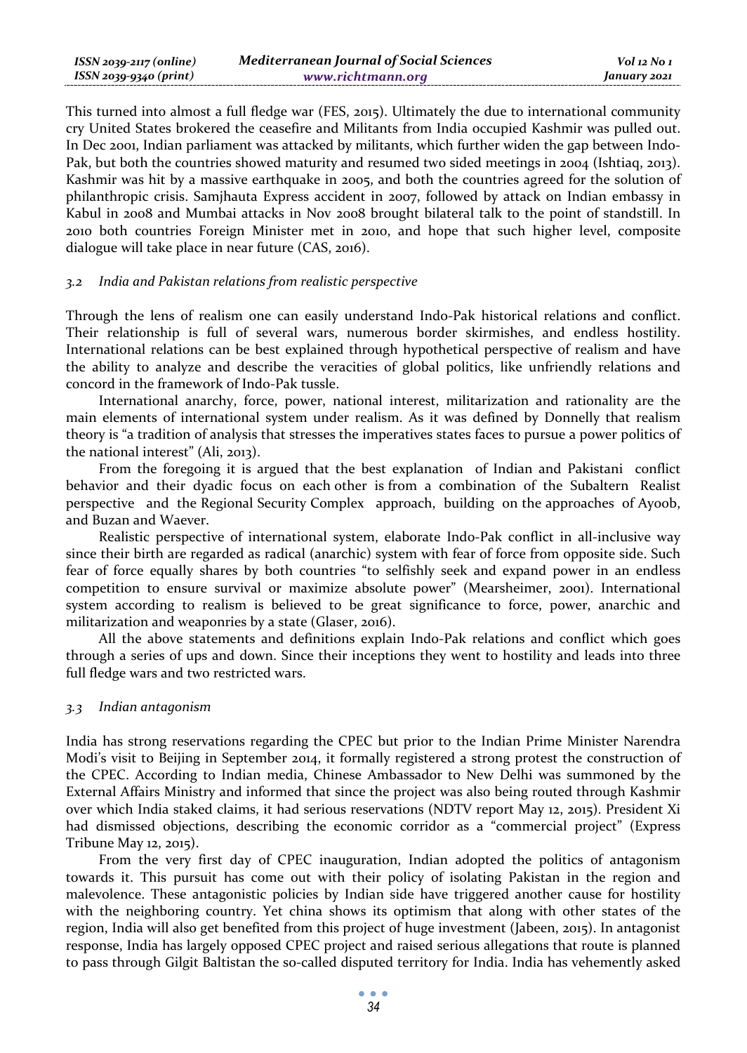This turned into almost a full fledge war (FES, 2015). Ultimately the due to international community cry United States brokered the ceasefire and Militants from India occupied Kashmir was pulled out. In Dec 2001, Indian parliament was attacked by militants, which further widen the gap between Indo-Pak, but both the countries showed maturity and resumed two sided meetings in 2004 (Ishtiaq, 2013). Kashmir was hit by a massive earthquake in 2005, and both the countries agreed for the solution of philanthropic crisis. Samjhauta Express accident in 2007, followed by attack on Indian embassy in Kabul in 2008 and Mumbai attacks in Nov 2008 brought bilateral talk to the point of standstill. In 2010 both countries Foreign Minister met in 2010, and hope that such higher level, composite dialogue will take place in near future (CAS, 2016).

### *3.2 India and Pakistan relations from realistic perspective*

Through the lens of realism one can easily understand Indo-Pak historical relations and conflict. Their relationship is full of several wars, numerous border skirmishes, and endless hostility. International relations can be best explained through hypothetical perspective of realism and have the ability to analyze and describe the veracities of global politics, like unfriendly relations and concord in the framework of Indo-Pak tussle.

International anarchy, force, power, national interest, militarization and rationality are the main elements of international system under realism. As it was defined by Donnelly that realism theory is "a tradition of analysis that stresses the imperatives states faces to pursue a power politics of the national interest" (Ali, 2013).

From the foregoing it is argued that the best explanation of Indian and Pakistani conflict behavior and their dyadic focus on each other is from a combination of the Subaltern Realist perspective and the Regional Security Complex approach, building on the approaches of Ayoob, and Buzan and Waever.

Realistic perspective of international system, elaborate Indo-Pak conflict in all-inclusive way since their birth are regarded as radical (anarchic) system with fear of force from opposite side. Such fear of force equally shares by both countries "to selfishly seek and expand power in an endless competition to ensure survival or maximize absolute power" (Mearsheimer, 2001). International system according to realism is believed to be great significance to force, power, anarchic and militarization and weaponries by a state (Glaser, 2016).

All the above statements and definitions explain Indo-Pak relations and conflict which goes through a series of ups and down. Since their inceptions they went to hostility and leads into three full fledge wars and two restricted wars.

### *3.3 Indian antagonism*

India has strong reservations regarding the CPEC but prior to the Indian Prime Minister Narendra Modi's visit to Beijing in September 2014, it formally registered a strong protest the construction of the CPEC. According to Indian media, Chinese Ambassador to New Delhi was summoned by the External Affairs Ministry and informed that since the project was also being routed through Kashmir over which India staked claims, it had serious reservations (NDTV report May 12, 2015). President Xi had dismissed objections, describing the economic corridor as a "commercial project" (Express Tribune May 12, 2015).

From the very first day of CPEC inauguration, Indian adopted the politics of antagonism towards it. This pursuit has come out with their policy of isolating Pakistan in the region and malevolence. These antagonistic policies by Indian side have triggered another cause for hostility with the neighboring country. Yet china shows its optimism that along with other states of the region, India will also get benefited from this project of huge investment (Jabeen, 2015). In antagonist response, India has largely opposed CPEC project and raised serious allegations that route is planned to pass through Gilgit Baltistan the so-called disputed territory for India. India has vehemently asked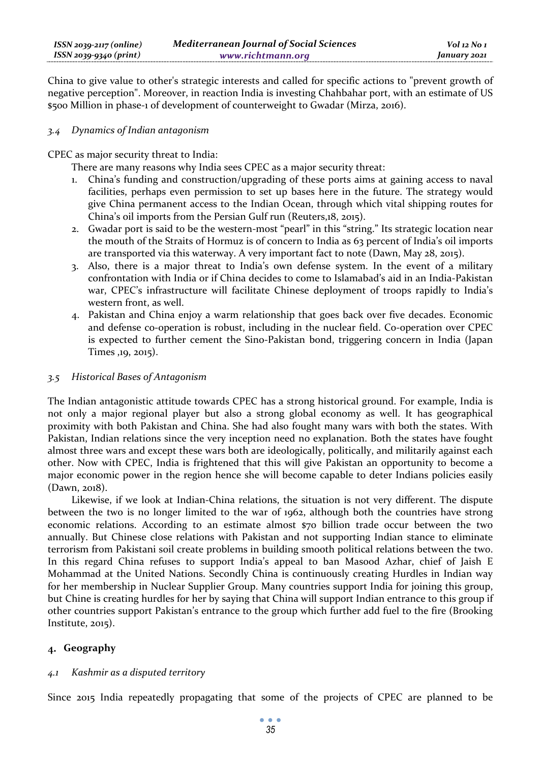China to give value to other's strategic interests and called for specific actions to "prevent growth of negative perception". Moreover, in reaction India is investing Chahbahar port, with an estimate of US $500 Million in phase-1 of development of counterweight to Gwadar (Mirza, 2016).

### *3.4 Dynamics of Indian antagonism*

CPEC as major security threat to India:

There are many reasons why India sees CPEC as a major security threat:

1. China's funding and construction/upgrading of these ports aims at gaining access to naval facilities, perhaps even permission to set up bases here in the future. The strategy would give China permanent access to the Indian Ocean, through which vital shipping routes for China's oil imports from the Persian Gulf run (Reuters,18, 2015).
2. Gwadar port is said to be the western-most "pearl" in this "string." Its strategic location near the mouth of the Straits of Hormuz is of concern to India as 63 percent of India's oil imports are transported via this waterway. A very important fact to note (Dawn, May 28, 2015).
3. Also, there is a major threat to India's own defense system. In the event of a military confrontation with India or if China decides to come to Islamabad's aid in an India-Pakistan war, CPEC's infrastructure will facilitate Chinese deployment of troops rapidly to India's western front, as well.
4. Pakistan and China enjoy a warm relationship that goes back over five decades. Economic and defense co-operation is robust, including in the nuclear field. Co-operation over CPEC is expected to further cement the Sino-Pakistan bond, triggering concern in India (Japan Times ,19, 2015).

### *3.5 Historical Bases of Antagonism*

The Indian antagonistic attitude towards CPEC has a strong historical ground. For example, India is not only a major regional player but also a strong global economy as well. It has geographical proximity with both Pakistan and China. She had also fought many wars with both the states. With Pakistan, Indian relations since the very inception need no explanation. Both the states have fought almost three wars and except these wars both are ideologically, politically, and militarily against each other. Now with CPEC, India is frightened that this will give Pakistan an opportunity to become a major economic power in the region hence she will become capable to deter Indians policies easily (Dawn, 2018).

Likewise, if we look at Indian-China relations, the situation is not very different. The dispute between the two is no longer limited to the war of 1962, although both the countries have strong economic relations. According to an estimate almost $70 billion trade occur between the two annually. But Chinese close relations with Pakistan and not supporting Indian stance to eliminate terrorism from Pakistani soil create problems in building smooth political relations between the two. In this regard China refuses to support India's appeal to ban Masood Azhar, chief of Jaish E Mohammad at the United Nations. Secondly China is continuously creating Hurdles in Indian way for her membership in Nuclear Supplier Group. Many countries support India for joining this group, but Chine is creating hurdles for her by saying that China will support Indian entrance to this group if other countries support Pakistan's entrance to the group which further add fuel to the fire (Brooking Institute, 2015).

## 4. Geography

### *4.1 Kashmir as a disputed territory*

Since 2015 India repeatedly propagating that some of the projects of CPEC are planned to be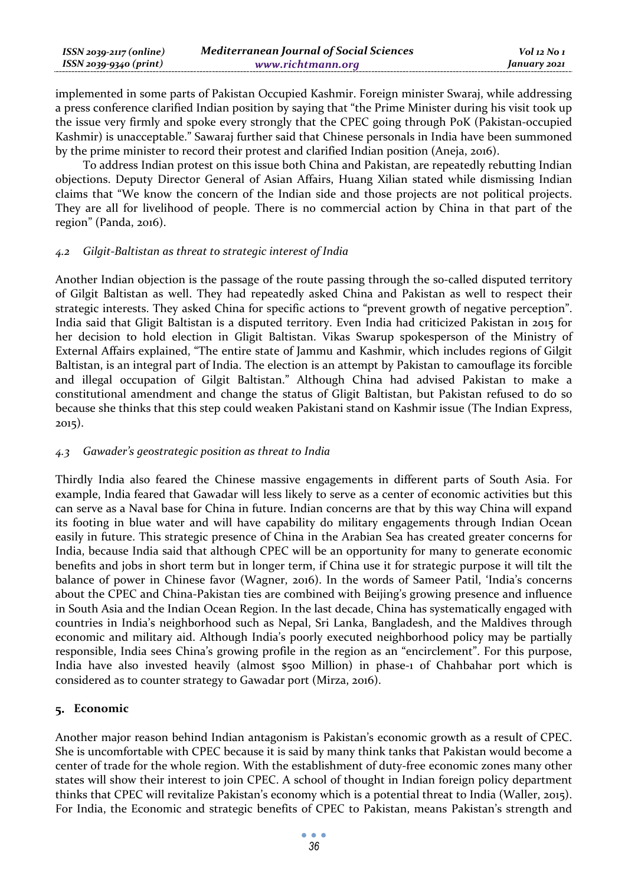implemented in some parts of Pakistan Occupied Kashmir. Foreign minister Swaraj, while addressing a press conference clarified Indian position by saying that "the Prime Minister during his visit took up the issue very firmly and spoke every strongly that the CPEC going through PoK (Pakistan-occupied Kashmir) is unacceptable." Sawaraj further said that Chinese personals in India have been summoned by the prime minister to record their protest and clarified Indian position (Aneja, 2016).

To address Indian protest on this issue both China and Pakistan, are repeatedly rebutting Indian objections. Deputy Director General of Asian Affairs, Huang Xilian stated while dismissing Indian claims that "We know the concern of the Indian side and those projects are not political projects. They are all for livelihood of people. There is no commercial action by China in that part of the region" (Panda, 2016).

### *4.2 Gilgit-Baltistan as threat to strategic interest of India*

Another Indian objection is the passage of the route passing through the so-called disputed territory of Gilgit Baltistan as well. They had repeatedly asked China and Pakistan as well to respect their strategic interests. They asked China for specific actions to "prevent growth of negative perception". India said that Gligit Baltistan is a disputed territory. Even India had criticized Pakistan in 2015 for her decision to hold election in Gligit Baltistan. Vikas Swarup spokesperson of the Ministry of External Affairs explained, "The entire state of Jammu and Kashmir, which includes regions of Gilgit Baltistan, is an integral part of India. The election is an attempt by Pakistan to camouflage its forcible and illegal occupation of Gilgit Baltistan." Although China had advised Pakistan to make a constitutional amendment and change the status of Gligit Baltistan, but Pakistan refused to do so because she thinks that this step could weaken Pakistani stand on Kashmir issue (The Indian Express, 2015).

### *4.3 Gawader's geostrategic position as threat to India*

Thirdly India also feared the Chinese massive engagements in different parts of South Asia. For example, India feared that Gawadar will less likely to serve as a center of economic activities but this can serve as a Naval base for China in future. Indian concerns are that by this way China will expand its footing in blue water and will have capability do military engagements through Indian Ocean easily in future. This strategic presence of China in the Arabian Sea has created greater concerns for India, because India said that although CPEC will be an opportunity for many to generate economic benefits and jobs in short term but in longer term, if China use it for strategic purpose it will tilt the balance of power in Chinese favor (Wagner, 2016). In the words of Sameer Patil, 'India's concerns about the CPEC and China-Pakistan ties are combined with Beijing's growing presence and influence in South Asia and the Indian Ocean Region. In the last decade, China has systematically engaged with countries in India's neighborhood such as Nepal, Sri Lanka, Bangladesh, and the Maldives through economic and military aid. Although India's poorly executed neighborhood policy may be partially responsible, India sees China's growing profile in the region as an "encirclement". For this purpose, India have also invested heavily (almost $500 Million) in phase-1 of Chahbahar port which is considered as to counter strategy to Gawadar port (Mirza, 2016).

## 5. Economic

Another major reason behind Indian antagonism is Pakistan's economic growth as a result of CPEC. She is uncomfortable with CPEC because it is said by many think tanks that Pakistan would become a center of trade for the whole region. With the establishment of duty-free economic zones many other states will show their interest to join CPEC. A school of thought in Indian foreign policy department thinks that CPEC will revitalize Pakistan's economy which is a potential threat to India (Waller, 2015). For India, the Economic and strategic benefits of CPEC to Pakistan, means Pakistan's strength and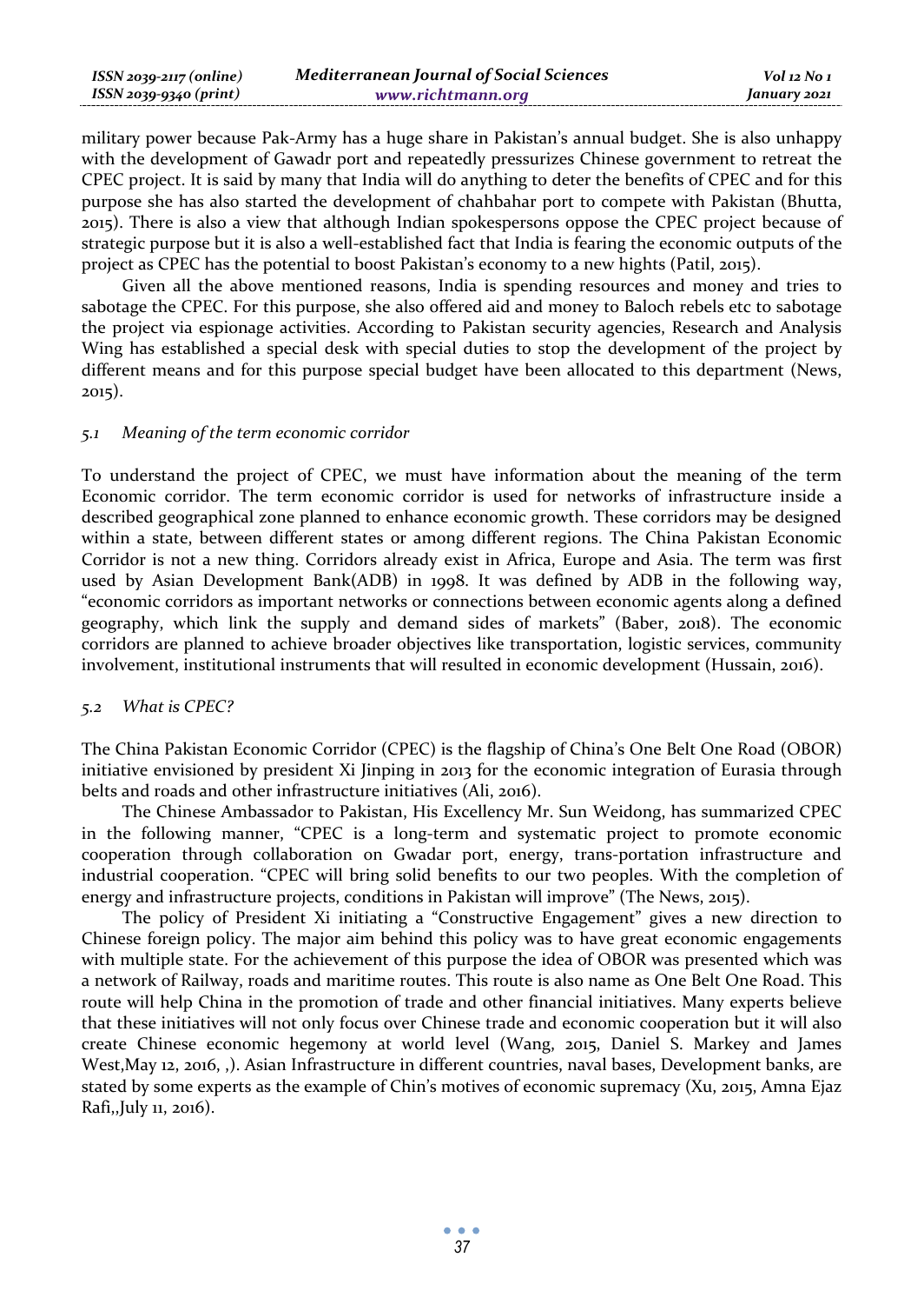military power because Pak-Army has a huge share in Pakistan's annual budget. She is also unhappy with the development of Gawadr port and repeatedly pressurizes Chinese government to retreat the CPEC project. It is said by many that India will do anything to deter the benefits of CPEC and for this purpose she has also started the development of chahbahar port to compete with Pakistan (Bhutta, 2015). There is also a view that although Indian spokespersons oppose the CPEC project because of strategic purpose but it is also a well-established fact that India is fearing the economic outputs of the project as CPEC has the potential to boost Pakistan's economy to a new hights (Patil, 2015).

Given all the above mentioned reasons, India is spending resources and money and tries to sabotage the CPEC. For this purpose, she also offered aid and money to Baloch rebels etc to sabotage the project via espionage activities. According to Pakistan security agencies, Research and Analysis Wing has established a special desk with special duties to stop the development of the project by different means and for this purpose special budget have been allocated to this department (News, 2015).

### *5.1 Meaning of the term economic corridor*

To understand the project of CPEC, we must have information about the meaning of the term Economic corridor. The term economic corridor is used for networks of infrastructure inside a described geographical zone planned to enhance economic growth. These corridors may be designed within a state, between different states or among different regions. The China Pakistan Economic Corridor is not a new thing. Corridors already exist in Africa, Europe and Asia. The term was first used by Asian Development Bank(ADB) in 1998. It was defined by ADB in the following way, "economic corridors as important networks or connections between economic agents along a defined geography, which link the supply and demand sides of markets" (Baber, 2018). The economic corridors are planned to achieve broader objectives like transportation, logistic services, community involvement, institutional instruments that will resulted in economic development (Hussain, 2016).

### *5.2 What is CPEC?*

The China Pakistan Economic Corridor (CPEC) is the flagship of China's One Belt One Road (OBOR) initiative envisioned by president Xi Jinping in 2013 for the economic integration of Eurasia through belts and roads and other infrastructure initiatives (Ali, 2016).

The Chinese Ambassador to Pakistan, His Excellency Mr. Sun Weidong, has summarized CPEC in the following manner, "CPEC is a long-term and systematic project to promote economic cooperation through collaboration on Gwadar port, energy, trans-portation infrastructure and industrial cooperation. "CPEC will bring solid benefits to our two peoples. With the completion of energy and infrastructure projects, conditions in Pakistan will improve" (The News, 2015).

The policy of President Xi initiating a "Constructive Engagement" gives a new direction to Chinese foreign policy. The major aim behind this policy was to have great economic engagements with multiple state. For the achievement of this purpose the idea of OBOR was presented which was a network of Railway, roads and maritime routes. This route is also name as One Belt One Road. This route will help China in the promotion of trade and other financial initiatives. Many experts believe that these initiatives will not only focus over Chinese trade and economic cooperation but it will also create Chinese economic hegemony at world level (Wang, 2015, Daniel S. Markey and James West,May 12, 2016, ,). Asian Infrastructure in different countries, naval bases, Development banks, are stated by some experts as the example of Chin's motives of economic supremacy (Xu, 2015, Amna Ejaz Rafi,,July 11, 2016).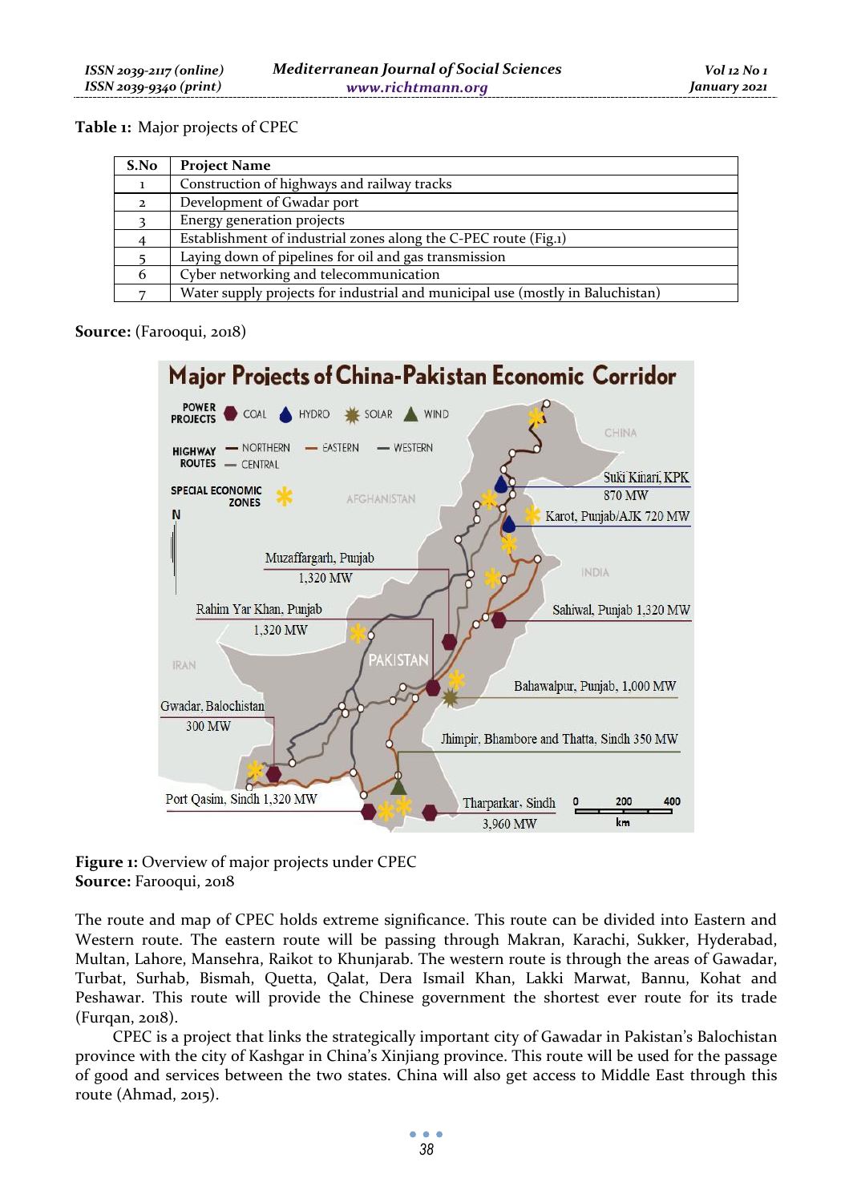**Table 1:** Major projects of CPEC

| S.No | Project Name |
|---|---|
| 1 | Construction of highways and railway tracks |
| 2 | Development of Gwadar port |
| 3 | Energy generation projects |
| 4 | Establishment of industrial zones along the C-PEC route (Fig.1) |
| 5 | Laying down of pipelines for oil and gas transmission |
| 6 | Cyber networking and telecommunication |
| 7 | Water supply projects for industrial and municipal use (mostly in Baluchistan) |

**Source:** (Farooqui, 2018)

**Figure 1:** Overview of major projects under CPEC
**Source:** Farooqui, 2018

The route and map of CPEC holds extreme significance. This route can be divided into Eastern and Western route. The eastern route will be passing through Makran, Karachi, Sukker, Hyderabad, Multan, Lahore, Mansehra, Raikot to Khunjarab. The western route is through the areas of Gawadar, Turbat, Surhab, Bismah, Quetta, Qalat, Dera Ismail Khan, Lakki Marwat, Bannu, Kohat and Peshawar. This route will provide the Chinese government the shortest ever route for its trade (Furqan, 2018).

CPEC is a project that links the strategically important city of Gawadar in Pakistan's Balochistan province with the city of Kashgar in China's Xinjiang province. This route will be used for the passage of good and services between the two states. China will also get access to Middle East through this route (Ahmad, 2015).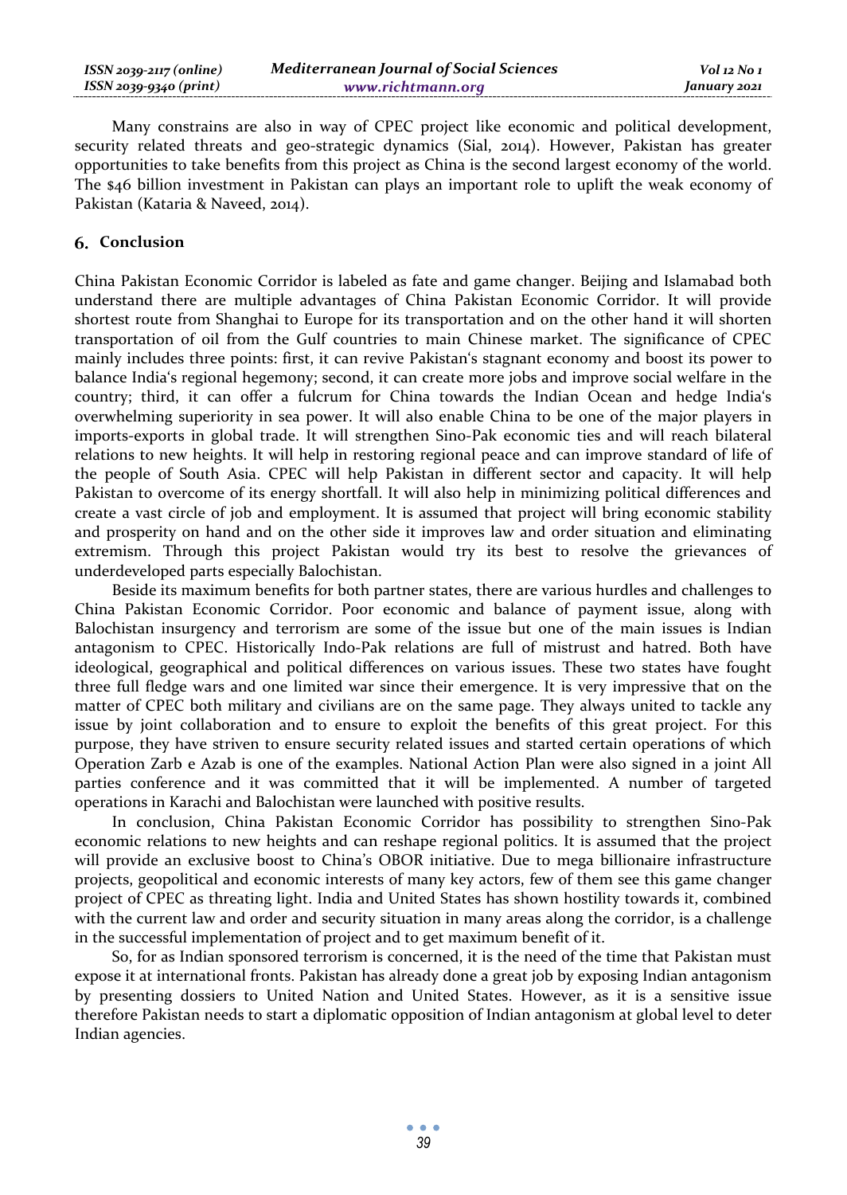Many constrains are also in way of CPEC project like economic and political development, security related threats and geo-strategic dynamics (Sial, 2014). However, Pakistan has greater opportunities to take benefits from this project as China is the second largest economy of the world. The $46 billion investment in Pakistan can plays an important role to uplift the weak economy of Pakistan (Kataria & Naveed, 2014).

## 6. Conclusion

China Pakistan Economic Corridor is labeled as fate and game changer. Beijing and Islamabad both understand there are multiple advantages of China Pakistan Economic Corridor. It will provide shortest route from Shanghai to Europe for its transportation and on the other hand it will shorten transportation of oil from the Gulf countries to main Chinese market. The significance of CPEC mainly includes three points: first, it can revive Pakistan's stagnant economy and boost its power to balance India's regional hegemony; second, it can create more jobs and improve social welfare in the country; third, it can offer a fulcrum for China towards the Indian Ocean and hedge India's overwhelming superiority in sea power. It will also enable China to be one of the major players in imports-exports in global trade. It will strengthen Sino-Pak economic ties and will reach bilateral relations to new heights. It will help in restoring regional peace and can improve standard of life of the people of South Asia. CPEC will help Pakistan in different sector and capacity. It will help Pakistan to overcome of its energy shortfall. It will also help in minimizing political differences and create a vast circle of job and employment. It is assumed that project will bring economic stability and prosperity on hand and on the other side it improves law and order situation and eliminating extremism. Through this project Pakistan would try its best to resolve the grievances of underdeveloped parts especially Balochistan.

Beside its maximum benefits for both partner states, there are various hurdles and challenges to China Pakistan Economic Corridor. Poor economic and balance of payment issue, along with Balochistan insurgency and terrorism are some of the issue but one of the main issues is Indian antagonism to CPEC. Historically Indo-Pak relations are full of mistrust and hatred. Both have ideological, geographical and political differences on various issues. These two states have fought three full fledge wars and one limited war since their emergence. It is very impressive that on the matter of CPEC both military and civilians are on the same page. They always united to tackle any issue by joint collaboration and to ensure to exploit the benefits of this great project. For this purpose, they have striven to ensure security related issues and started certain operations of which Operation Zarb e Azab is one of the examples. National Action Plan were also signed in a joint All parties conference and it was committed that it will be implemented. A number of targeted operations in Karachi and Balochistan were launched with positive results.

In conclusion, China Pakistan Economic Corridor has possibility to strengthen Sino-Pak economic relations to new heights and can reshape regional politics. It is assumed that the project will provide an exclusive boost to China's OBOR initiative. Due to mega billionaire infrastructure projects, geopolitical and economic interests of many key actors, few of them see this game changer project of CPEC as threating light. India and United States has shown hostility towards it, combined with the current law and order and security situation in many areas along the corridor, is a challenge in the successful implementation of project and to get maximum benefit of it.

So, for as Indian sponsored terrorism is concerned, it is the need of the time that Pakistan must expose it at international fronts. Pakistan has already done a great job by exposing Indian antagonism by presenting dossiers to United Nation and United States. However, as it is a sensitive issue therefore Pakistan needs to start a diplomatic opposition of Indian antagonism at global level to deter Indian agencies.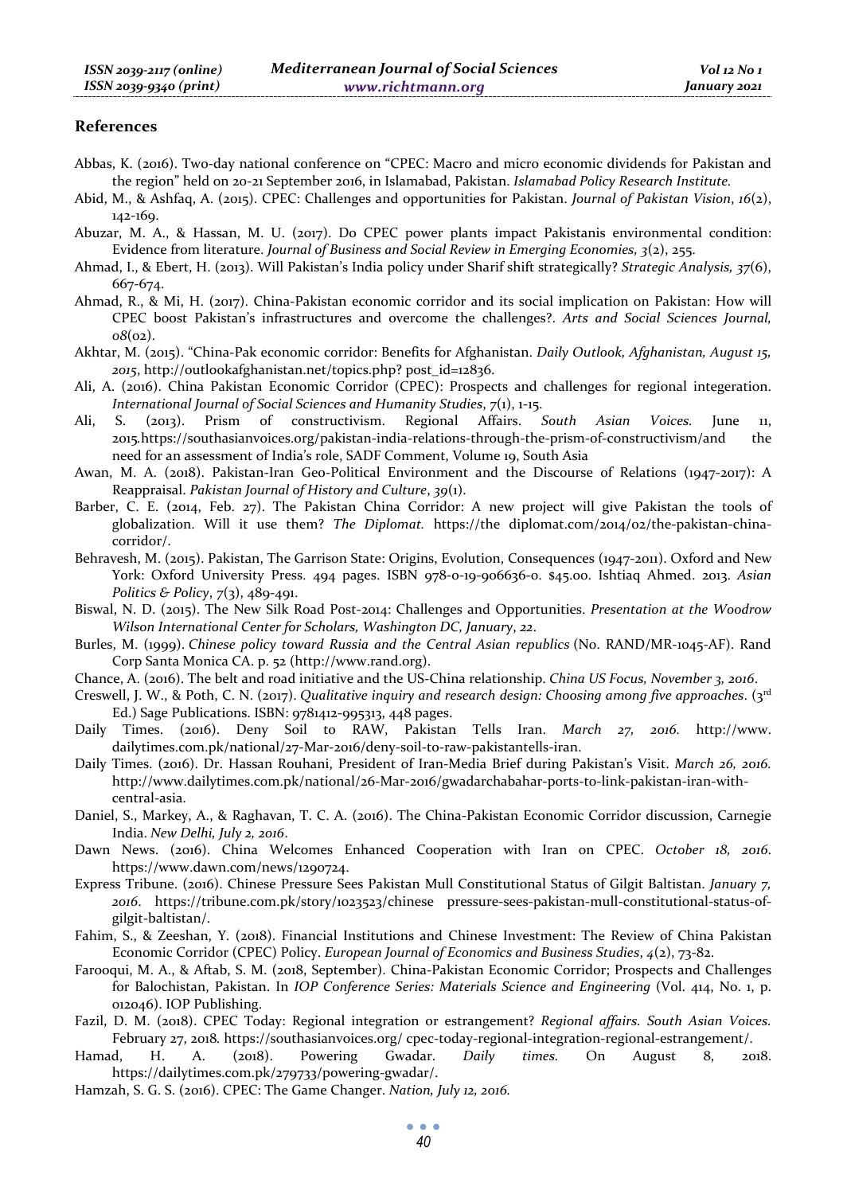## References

Abbas, K. (2016). Two-day national conference on "CPEC: Macro and micro economic dividends for Pakistan and the region" held on 20-21 September 2016, in Islamabad, Pakistan. *Islamabad Policy Research Institute.*

Abid, M., & Ashfaq, A. (2015). CPEC: Challenges and opportunities for Pakistan. *Journal of Pakistan Vision*, *16*(2), 142-169.

Abuzar, M. A., & Hassan, M. U. (2017). Do CPEC power plants impact Pakistanis environmental condition: Evidence from literature. *Journal of Business and Social Review in Emerging Economies, 3*(2), 255.

Ahmad, I., & Ebert, H. (2013). Will Pakistan's India policy under Sharif shift strategically? *Strategic Analysis, 37*(6), 667-674.

Ahmad, R., & Mi, H. (2017). China-Pakistan economic corridor and its social implication on Pakistan: How will CPEC boost Pakistan's infrastructures and overcome the challenges?. *Arts and Social Sciences Journal, 08*(02).

Akhtar, M. (2015). "China-Pak economic corridor: Benefits for Afghanistan. *Daily Outlook, Afghanistan, August 15, 2015*, http://outlookafghanistan.net/topics.php? post_id=12836.

Ali, A. (2016). China Pakistan Economic Corridor (CPEC): Prospects and challenges for regional integeration. *International Journal of Social Sciences and Humanity Studies*, *7*(1), 1-15.

Ali, S. (2013). Prism of constructivism. Regional Affairs. *South Asian Voices.* June 11, 2015.https://southasianvoices.org/pakistan-india-relations-through-the-prism-of-constructivism/and the need for an assessment of India's role, SADF Comment, Volume 19, South Asia

Awan, M. A. (2018). Pakistan-Iran Geo-Political Environment and the Discourse of Relations (1947-2017): A Reappraisal. *Pakistan Journal of History and Culture*, *39*(1).

Barber, C. E. (2014, Feb. 27). The Pakistan China Corridor: A new project will give Pakistan the tools of globalization. Will it use them? *The Diplomat.* https://the diplomat.com/2014/02/the-pakistan-china-corridor/.

Behravesh, M. (2015). Pakistan, The Garrison State: Origins, Evolution, Consequences (1947-2011). Oxford and New York: Oxford University Press. 494 pages. ISBN 978-0-19-906636-0. $45.00. Ishtiaq Ahmed. 2013. *Asian Politics & Policy*, *7*(3), 489-491.

Biswal, N. D. (2015). The New Silk Road Post-2014: Challenges and Opportunities. *Presentation at the Woodrow Wilson International Center for Scholars, Washington DC, January*, *22*.

Burles, M. (1999). *Chinese policy toward Russia and the Central Asian republics* (No. RAND/MR-1045-AF). Rand Corp Santa Monica CA. p. 52 (http://www.rand.org).

Chance, A. (2016). The belt and road initiative and the US-China relationship. *China US Focus, November 3, 2016*.

Creswell, J. W., & Poth, C. N. (2017). *Qualitative inquiry and research design: Choosing among five approaches*. (3rd Ed.) Sage Publications. ISBN: 9781412-995313, 448 pages.

Daily Times. (2016). Deny Soil to RAW, Pakistan Tells Iran. *March 27, 2016.* http://www. dailytimes.com.pk/national/27-Mar-2016/deny-soil-to-raw-pakistantells-iran.

Daily Times. (2016). Dr. Hassan Rouhani, President of Iran-Media Brief during Pakistan's Visit. *March 26, 2016.* http://www.dailytimes.com.pk/national/26-Mar-2016/gwadarchabahar-ports-to-link-pakistan-iran-with-central-asia.

Daniel, S., Markey, A., & Raghavan, T. C. A. (2016). The China-Pakistan Economic Corridor discussion, Carnegie India. *New Delhi, July 2, 2016*.

Dawn News. (2016). China Welcomes Enhanced Cooperation with Iran on CPEC. *October 18, 2016*. https://www.dawn.com/news/1290724.

Express Tribune. (2016). Chinese Pressure Sees Pakistan Mull Constitutional Status of Gilgit Baltistan. *January 7, 2016*. https://tribune.com.pk/story/1023523/chinese pressure-sees-pakistan-mull-constitutional-status-of-gilgit-baltistan/.

Fahim, S., & Zeeshan, Y. (2018). Financial Institutions and Chinese Investment: The Review of China Pakistan Economic Corridor (CPEC) Policy. *European Journal of Economics and Business Studies*, *4*(2), 73-82.

Farooqui, M. A., & Aftab, S. M. (2018, September). China-Pakistan Economic Corridor; Prospects and Challenges for Balochistan, Pakistan. In *IOP Conference Series: Materials Science and Engineering* (Vol. 414, No. 1, p. 012046). IOP Publishing.

Fazil, D. M. (2018). CPEC Today: Regional integration or estrangement? *Regional affairs. South Asian Voices.* February 27, 2018. https://southasianvoices.org/ cpec-today-regional-integration-regional-estrangement/.

Hamad, H. A. (2018). Powering Gwadar. *Daily times.* On August 8, 2018. https://dailytimes.com.pk/279733/powering-gwadar/.

Hamzah, S. G. S. (2016). CPEC: The Game Changer. *Nation, July 12, 2016.*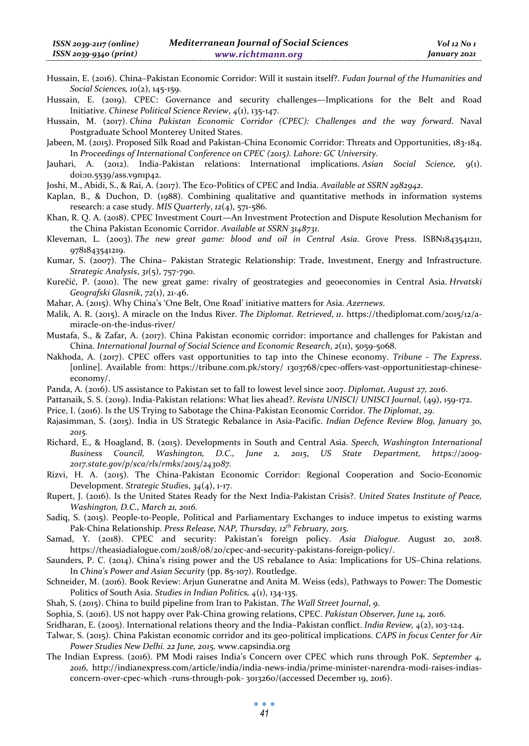Hussain, E. (2016). China–Pakistan Economic Corridor: Will it sustain itself?. *Fudan Journal of the Humanities and Social Sciences, 10*(2), 145-159.

Hussain, E. (2019). CPEC: Governance and security challenges—Implications for the Belt and Road Initiative. *Chinese Political Science Review*, *4*(1), 135-147.

Hussain, M. (2017). *China Pakistan Economic Corridor (CPEC): Challenges and the way forward*. Naval Postgraduate School Monterey United States.

Jabeen, M. (2015). Proposed Silk Road and Pakistan-China Economic Corridor: Threats and Opportunities, 183-184. In *Proceedings of International Conference on CPEC (2015). Lahore: GC University*.

Jauhari, A. (2012). India-Pakistan relations: International implications. *Asian Social Science,* 9(1). doi:10.5539/ass.v9n1p42.

Joshi, M., Abidi, S., & Rai, A. (2017). The Eco-Politics of CPEC and India. *Available at SSRN 2982942*.

Kaplan, B., & Duchon, D. (1988). Combining qualitative and quantitative methods in information systems research: a case study. *MIS Quarterly*, *12*(4), 571-586.

Khan, R. Q. A. (2018). CPEC Investment Court—An Investment Protection and Dispute Resolution Mechanism for the China Pakistan Economic Corridor. *Available at SSRN 3148731*.

Kleveman, L. (2003). *The new great game: blood and oil in Central Asia*. Grove Press. ISBN1843541211, 9781843541219.

Kumar, S. (2007). The China– Pakistan Strategic Relationship: Trade, Investment, Energy and Infrastructure. *Strategic Analysis*, *31*(5), 757-790.

Kurečić, P. (2010). The new great game: rivalry of geostrategies and geoeconomies in Central Asia. *Hrvatski Geografski Glasnik*, *72*(1), 21-46.

Mahar, A. (2015). Why China's 'One Belt, One Road' initiative matters for Asia. *Azernews*.

Malik, A. R. (2015). A miracle on the Indus River. *The Diplomat. Retrieved*, *11*. https://thediplomat.com/2015/12/a-miracle-on-the-indus-river/

Mustafa, S., & Zafar, A. (2017). China Pakistan economic corridor: importance and challenges for Pakistan and China. *International Journal of Social Science and Economic Research*, *2*(11), 5059-5068.

Nakhoda, A. (2017). CPEC offers vast opportunities to tap into the Chinese economy. *Tribune - The Express*. [online]. Available from: https://tribune.com.pk/story/ 1303768/cpec-offers-vast-opportunitiestap-chinese-economy/.

Panda, A. (2016). US assistance to Pakistan set to fall to lowest level since 2007. *Diplomat, August 27, 2016*.

Pattanaik, S. S. (2019). India-Pakistan relations: What lies ahead?. *Revista UNISCI/ UNISCI Journal*, (49), 159-172.

Price, I. (2016). Is the US Trying to Sabotage the China-Pakistan Economic Corridor. *The Diplomat*, *29*.

Rajasimman, S. (2015). India in US Strategic Rebalance in Asia-Pacific. *Indian Defence Review Blog, January 30, 2015.*

Richard, E., & Hoagland, B. (2015). Developments in South and Central Asia. *Speech, Washington International Business Council, Washington, D.C., June 2, 2015*, *US State Department, https://2009-2017.state.gov/p/sca/rls/rmks/2015/243087.*

Rizvi, H. A. (2015). The China-Pakistan Economic Corridor: Regional Cooperation and Socio-Economic Development. *Strategic Studies*, *34*(4), 1-17.

Rupert, J. (2016). Is the United States Ready for the Next India-Pakistan Crisis?. *United States Institute of Peace, Washington, D.C., March 21, 2016.*

Sadiq, S. (2015). People-to-People, Political and Parliamentary Exchanges to induce impetus to existing warms Pak-China Relationship. *Press Release, NAP, Thursday, 12th February, 2015.*

Samad, Y. (2018). CPEC and security: Pakistan's foreign policy. *Asia Dialogue*. August 20, 2018. https://theasiadialogue.com/2018/08/20/cpec-and-security-pakistans-foreign-policy/.

Saunders, P. C. (2014). China's rising power and the US rebalance to Asia: Implications for US–China relations. In *China's Power and Asian Security* (pp. 85-107). Routledge.

Schneider, M. (2016). Book Review: Arjun Guneratne and Anita M. Weiss (eds), Pathways to Power: The Domestic Politics of South Asia. *Studies in Indian Politics, 4*(1), 134-135.

Shah, S. (2015). China to build pipeline from Iran to Pakistan. *The Wall Street Journal*, *9*.

Sophia, S. (2016). US not happy over Pak-China growing relations, CPEC. *Pakistan Observer, June 14, 2016.*

Sridharan, E. (2005). International relations theory and the India–Pakistan conflict. *India Review, 4*(2), 103-124.

Talwar, S. (2015). China Pakistan economic corridor and its geo-political implications. *CAPS in focus Center for Air Power Studies New Delhi. 22 June, 2015,* www.capsindia.org

The Indian Express. (2016). PM Modi raises India's Concern over CPEC which runs through PoK. *September 4, 2016,* http://indianexpress.com/article/india/india-news-india/prime-minister-narendra-modi-raises-indias-concern-over-cpec-which -runs-through-pok- 3013260/(accessed December 19, 2016).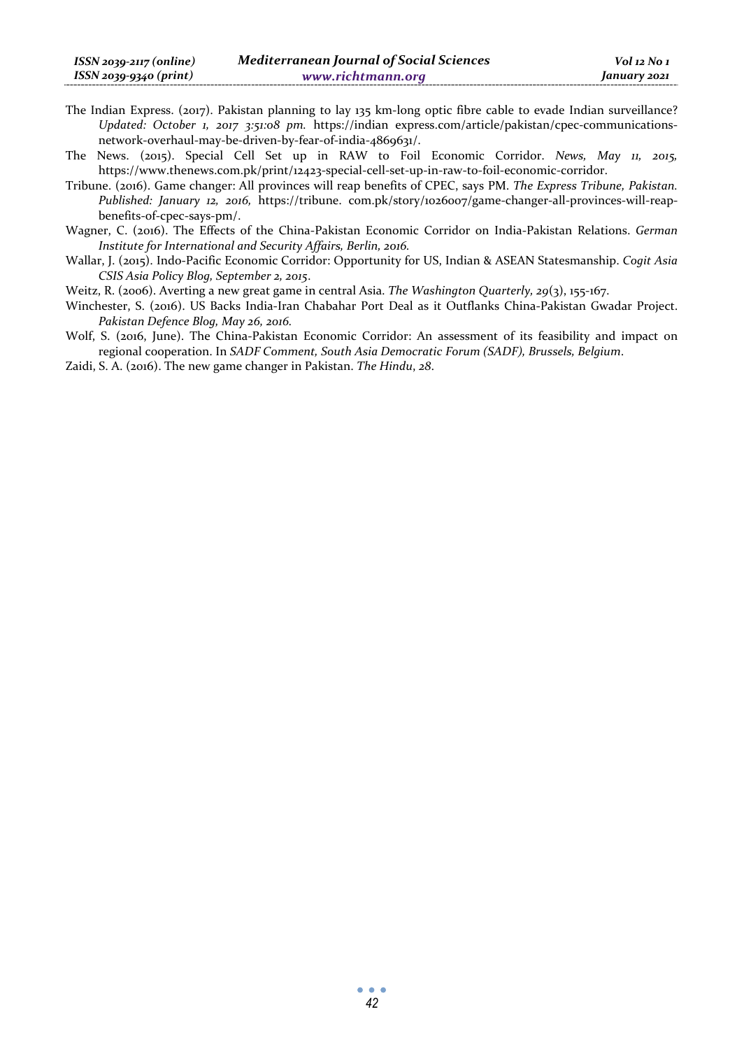The Indian Express. (2017). Pakistan planning to lay 135 km-long optic fibre cable to evade Indian surveillance? *Updated: October 1, 2017 3:51:08 pm.* https://indian express.com/article/pakistan/cpec-communications-network-overhaul-may-be-driven-by-fear-of-india-4869631/.

The News. (2015). Special Cell Set up in RAW to Foil Economic Corridor. *News, May 11, 2015,* https://www.thenews.com.pk/print/12423-special-cell-set-up-in-raw-to-foil-economic-corridor.

Tribune. (2016). Game changer: All provinces will reap benefits of CPEC, says PM. *The Express Tribune, Pakistan. Published: January 12, 2016,* https://tribune. com.pk/story/1026007/game-changer-all-provinces-will-reap-benefits-of-cpec-says-pm/.

Wagner, C. (2016). The Effects of the China-Pakistan Economic Corridor on India-Pakistan Relations. *German Institute for International and Security Affairs, Berlin, 2016.*

Wallar, J. (2015). Indo-Pacific Economic Corridor: Opportunity for US, Indian & ASEAN Statesmanship. *Cogit Asia CSIS Asia Policy Blog, September 2, 2015.*

Weitz, R. (2006). Averting a new great game in central Asia. *The Washington Quarterly, 29*(3), 155-167.

Winchester, S. (2016). US Backs India-Iran Chabahar Port Deal as it Outflanks China-Pakistan Gwadar Project. *Pakistan Defence Blog, May 26, 2016.*

Wolf, S. (2016, June). The China-Pakistan Economic Corridor: An assessment of its feasibility and impact on regional cooperation. In *SADF Comment, South Asia Democratic Forum (SADF), Brussels, Belgium*.

Zaidi, S. A. (2016). The new game changer in Pakistan. *The Hindu*, *28*.